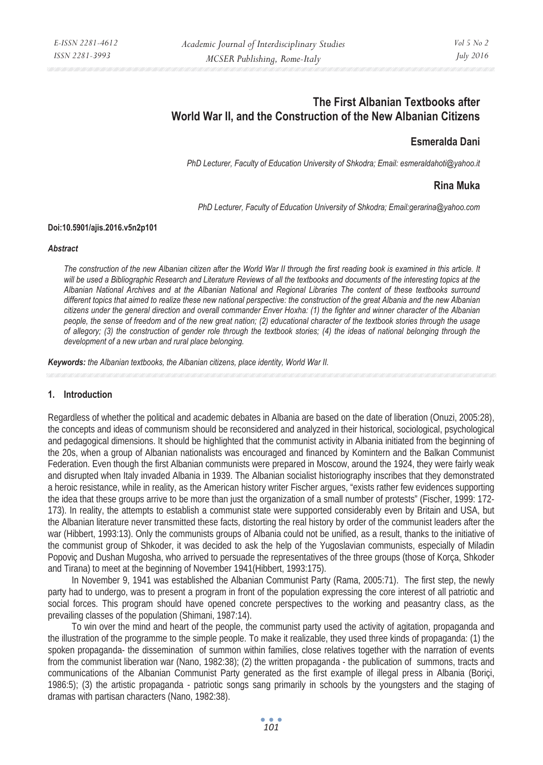# The First Albanian Textbooks after World War II, and the Construction of the New Albanian Citizens

**Esmeralda Dani**

*PhD Lecturer, Faculty of Education University of Shkodra; Email: esmeraldahoti@yahoo.it*

**Rina Muka**

*PhD Lecturer, Faculty of Education University of Shkodra; Email:gerarina@yahoo.com*

**Doi:10.5901/ajis.2016.v5n2p101**

***Abstract***

*The construction of the new Albanian citizen after the World War II through the first reading book is examined in this article. It will be used a Bibliographic Research and Literature Reviews of all the textbooks and documents of the interesting topics at the Albanian National Archives and at the Albanian National and Regional Libraries The content of these textbooks surround different topics that aimed to realize these new national perspective: the construction of the great Albania and the new Albanian citizens under the general direction and overall commander Enver Hoxha: (1) the fighter and winner character of the Albanian people, the sense of freedom and of the new great nation; (2) educational character of the textbook stories through the usage of allegory; (3) the construction of gender role through the textbook stories; (4) the ideas of national belonging through the development of a new urban and rural place belonging.*

***Keywords:*** *the Albanian textbooks, the Albanian citizens, place identity, World War II.*

## 1. Introduction

Regardless of whether the political and academic debates in Albania are based on the date of liberation (Onuzi, 2005:28), the concepts and ideas of communism should be reconsidered and analyzed in their historical, sociological, psychological and pedagogical dimensions. It should be highlighted that the communist activity in Albania initiated from the beginning of the 20s, when a group of Albanian nationalists was encouraged and financed by Komintern and the Balkan Communist Federation. Even though the first Albanian communists were prepared in Moscow, around the 1924, they were fairly weak and disrupted when Italy invaded Albania in 1939. The Albanian socialist historiography inscribes that they demonstrated a heroic resistance, while in reality, as the American history writer Fischer argues, "exists rather few evidences supporting the idea that these groups arrive to be more than just the organization of a small number of protests" (Fischer, 1999: 172-173). In reality, the attempts to establish a communist state were supported considerably even by Britain and USA, but the Albanian literature never transmitted these facts, distorting the real history by order of the communist leaders after the war (Hibbert, 1993:13). Only the communists groups of Albania could not be unified, as a result, thanks to the initiative of the communist group of Shkoder, it was decided to ask the help of the Yugoslavian communists, especially of Miladin Popoviç and Dushan Mugosha, who arrived to persuade the representatives of the three groups (those of Korça, Shkoder and Tirana) to meet at the beginning of November 1941(Hibbert, 1993:175).

In November 9, 1941 was established the Albanian Communist Party (Rama, 2005:71). The first step, the newly party had to undergo, was to present a program in front of the population expressing the core interest of all patriotic and social forces. This program should have opened concrete perspectives to the working and peasantry class, as the prevailing classes of the population (Shimani, 1987:14).

To win over the mind and heart of the people, the communist party used the activity of agitation, propaganda and the illustration of the programme to the simple people. To make it realizable, they used three kinds of propaganda: (1) the spoken propaganda- the dissemination of summon within families, close relatives together with the narration of events from the communist liberation war (Nano, 1982:38); (2) the written propaganda - the publication of summons, tracts and communications of the Albanian Communist Party generated as the first example of illegal press in Albania (Boriçi, 1986:5); (3) the artistic propaganda - patriotic songs sang primarily in schools by the youngsters and the staging of dramas with partisan characters (Nano, 1982:38).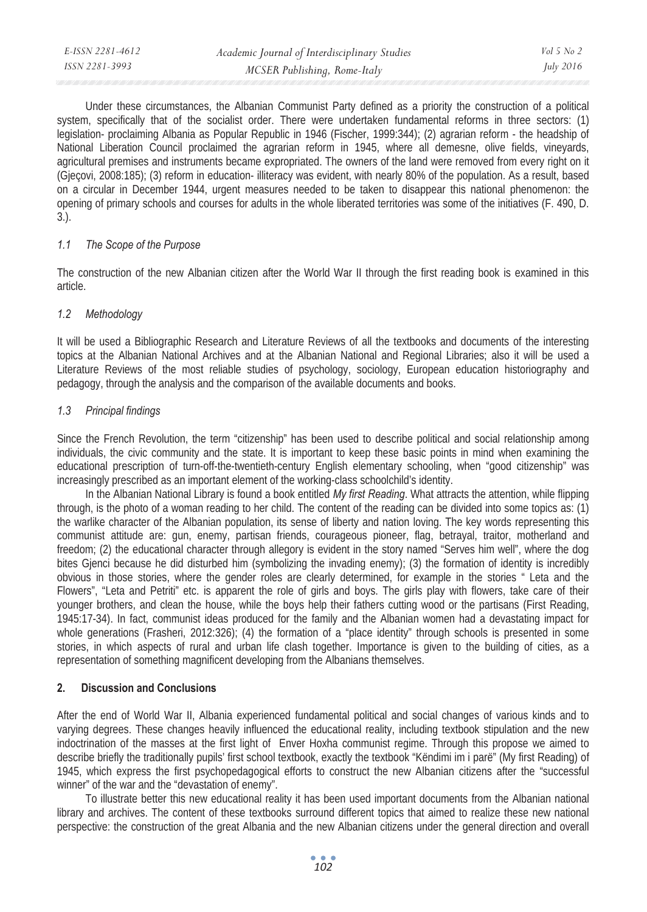Under these circumstances, the Albanian Communist Party defined as a priority the construction of a political system, specifically that of the socialist order. There were undertaken fundamental reforms in three sectors: (1) legislation- proclaiming Albania as Popular Republic in 1946 (Fischer, 1999:344); (2) agrarian reform - the headship of National Liberation Council proclaimed the agrarian reform in 1945, where all demesne, olive fields, vineyards, agricultural premises and instruments became expropriated. The owners of the land were removed from every right on it (Gjeçovi, 2008:185); (3) reform in education- illiteracy was evident, with nearly 80% of the population. As a result, based on a circular in December 1944, urgent measures needed to be taken to disappear this national phenomenon: the opening of primary schools and courses for adults in the whole liberated territories was some of the initiatives (F. 490, D. 3.).

### *1.1 The Scope of the Purpose*

The construction of the new Albanian citizen after the World War II through the first reading book is examined in this article.

### *1.2 Methodology*

It will be used a Bibliographic Research and Literature Reviews of all the textbooks and documents of the interesting topics at the Albanian National Archives and at the Albanian National and Regional Libraries; also it will be used a Literature Reviews of the most reliable studies of psychology, sociology, European education historiography and pedagogy, through the analysis and the comparison of the available documents and books.

### *1.3 Principal findings*

Since the French Revolution, the term "citizenship" has been used to describe political and social relationship among individuals, the civic community and the state. It is important to keep these basic points in mind when examining the educational prescription of turn-off-the-twentieth-century English elementary schooling, when "good citizenship" was increasingly prescribed as an important element of the working-class schoolchild's identity.

In the Albanian National Library is found a book entitled *My first Reading*. What attracts the attention, while flipping through, is the photo of a woman reading to her child. The content of the reading can be divided into some topics as: (1) the warlike character of the Albanian population, its sense of liberty and nation loving. The key words representing this communist attitude are: gun, enemy, partisan friends, courageous pioneer, flag, betrayal, traitor, motherland and freedom; (2) the educational character through allegory is evident in the story named "Serves him well", where the dog bites Gjenci because he did disturbed him (symbolizing the invading enemy); (3) the formation of identity is incredibly obvious in those stories, where the gender roles are clearly determined, for example in the stories " Leta and the Flowers", "Leta and Petriti" etc. is apparent the role of girls and boys. The girls play with flowers, take care of their younger brothers, and clean the house, while the boys help their fathers cutting wood or the partisans (First Reading, 1945:17-34). In fact, communist ideas produced for the family and the Albanian women had a devastating impact for whole generations (Frasheri, 2012:326); (4) the formation of a "place identity" through schools is presented in some stories, in which aspects of rural and urban life clash together. Importance is given to the building of cities, as a representation of something magnificent developing from the Albanians themselves.

## 2. Discussion and Conclusions

After the end of World War II, Albania experienced fundamental political and social changes of various kinds and to varying degrees. These changes heavily influenced the educational reality, including textbook stipulation and the new indoctrination of the masses at the first light of Enver Hoxha communist regime. Through this propose we aimed to describe briefly the traditionally pupils' first school textbook, exactly the textbook "Këndimi im i parë" (My first Reading) of 1945, which express the first psychopedagogical efforts to construct the new Albanian citizens after the "successful winner" of the war and the "devastation of enemy".

To illustrate better this new educational reality it has been used important documents from the Albanian national library and archives. The content of these textbooks surround different topics that aimed to realize these new national perspective: the construction of the great Albania and the new Albanian citizens under the general direction and overall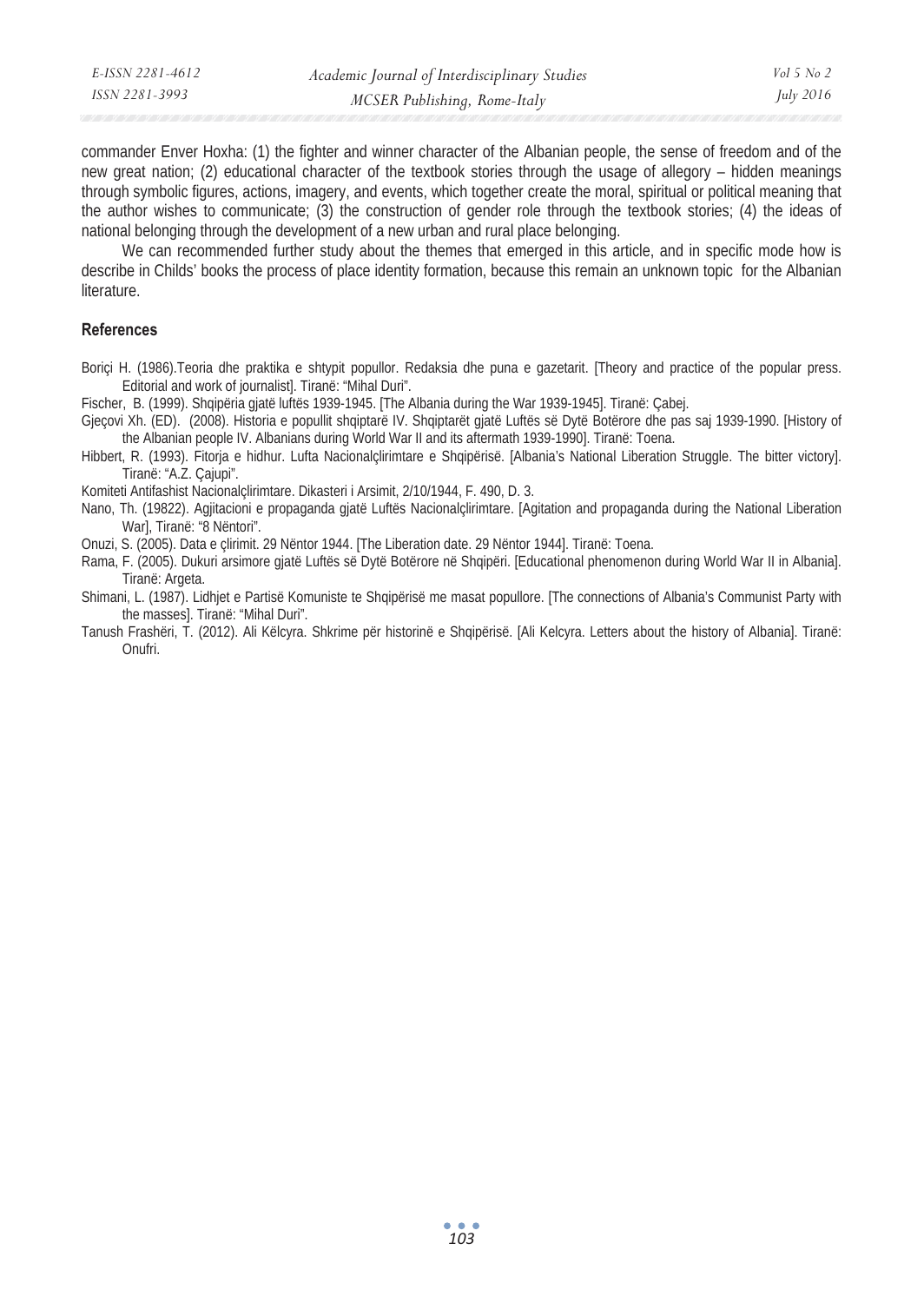commander Enver Hoxha: (1) the fighter and winner character of the Albanian people, the sense of freedom and of the new great nation; (2) educational character of the textbook stories through the usage of allegory – hidden meanings through symbolic figures, actions, imagery, and events, which together create the moral, spiritual or political meaning that the author wishes to communicate; (3) the construction of gender role through the textbook stories; (4) the ideas of national belonging through the development of a new urban and rural place belonging.

We can recommended further study about the themes that emerged in this article, and in specific mode how is describe in Childs' books the process of place identity formation, because this remain an unknown topic for the Albanian literature.

### References

Boriçi H. (1986).Teoria dhe praktika e shtypit popullor. Redaksia dhe puna e gazetarit. [Theory and practice of the popular press. Editorial and work of journalist]. Tiranë: "Mihal Duri".

Fischer, B. (1999). Shqipëria gjatë luftës 1939-1945. [The Albania during the War 1939-1945]. Tiranë: Çabej.

Gjeçovi Xh. (ED). (2008). Historia e popullit shqiptarë IV. Shqiptarët gjatë Luftës së Dytë Botërore dhe pas saj 1939-1990. [History of the Albanian people IV. Albanians during World War II and its aftermath 1939-1990]. Tiranë: Toena.

Hibbert, R. (1993). Fitorja e hidhur. Lufta Nacionalçlirimtare e Shqipërisë. [Albania's National Liberation Struggle. The bitter victory]. Tiranë: "A.Z. Çajupi".

Komiteti Antifashist Nacionalçlirimtare. Dikasteri i Arsimit, 2/10/1944, F. 490, D. 3.

Nano, Th. (19822). Agjitacioni e propaganda gjatë Luftës Nacionalçlirimtare. [Agitation and propaganda during the National Liberation War], Tiranë: "8 Nëntori".

Onuzi, S. (2005). Data e çlirimit. 29 Nëntor 1944. [The Liberation date. 29 Nëntor 1944]. Tiranë: Toena.

Rama, F. (2005). Dukuri arsimore gjatë Luftës së Dytë Botërore në Shqipëri. [Educational phenomenon during World War II in Albania]. Tiranë: Argeta.

Shimani, L. (1987). Lidhjet e Partisë Komuniste te Shqipërisë me masat popullore. [The connections of Albania's Communist Party with the masses]. Tiranë: "Mihal Duri".

Tanush Frashëri, T. (2012). Ali Këlcyra. Shkrime për historinë e Shqipërisë. [Ali Kelcyra. Letters about the history of Albania]. Tiranë: Onufri.